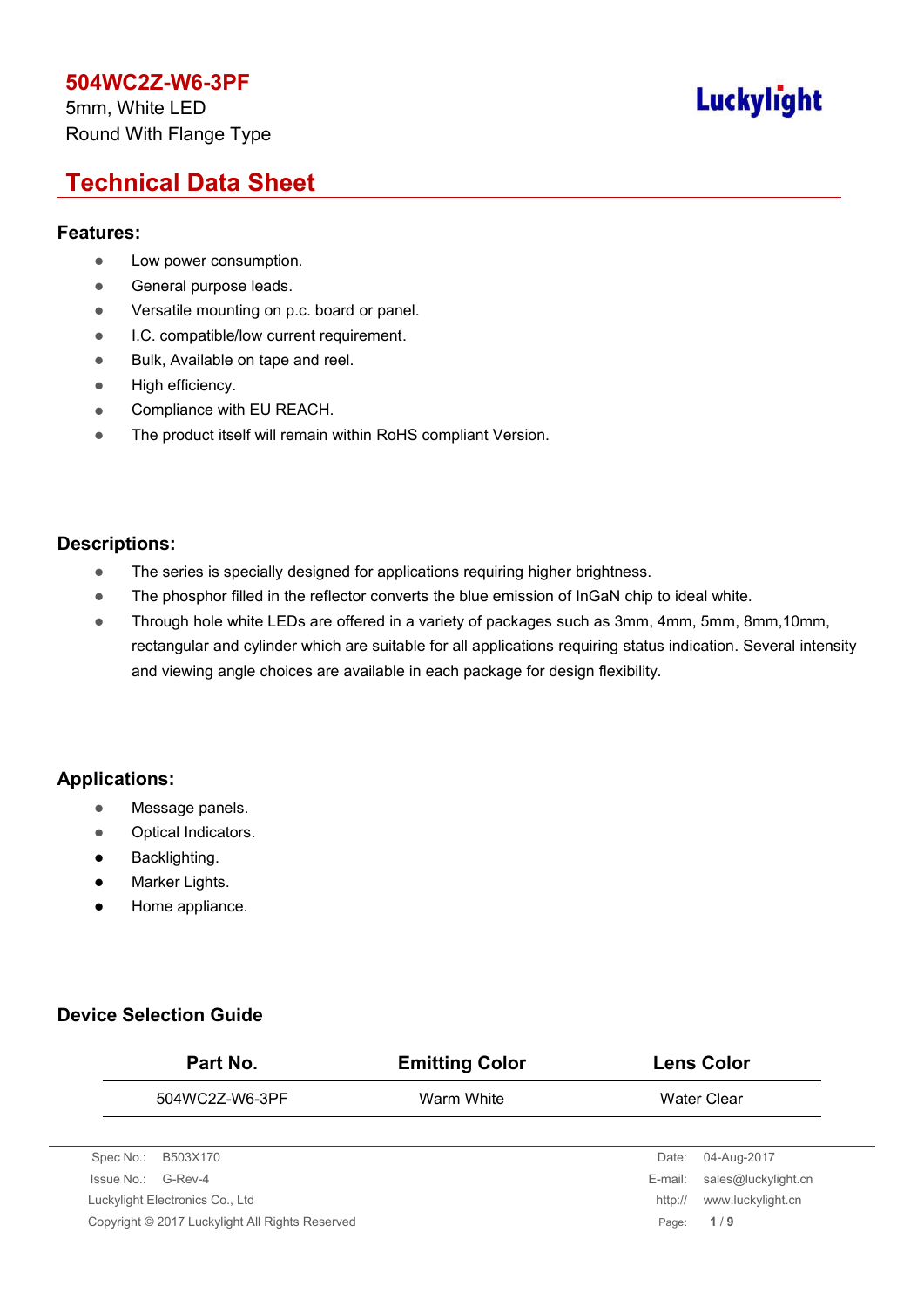# 504WC2Z-W6-3PF

5mm, White LED

Round With Flange Type

Luckylight

## Technical Data Sheet

### Features:

- Low power consumption.
- General purpose leads.
- Versatile mounting on p.c. board or panel.
- I.C. compatible/low current requirement.
- Bulk, Available on tape and reel.
- High efficiency.
- Compliance with EU REACH.
- The product itself will remain within RoHS compliant Version.

### Descriptions:

- The series is specially designed for applications requiring higher brightness.
- The phosphor filled in the reflector converts the blue emission of InGaN chip to ideal white.
- Through hole white LEDs are offered in a variety of packages such as 3mm, 4mm, 5mm, 8mm,10mm, rectangular and cylinder which are suitable for all applications requiring status indication. Several intensity and viewing angle choices are available in each package for design flexibility.

### Applications:

- Message panels.
- Optical Indicators.
- Backlighting.
- Marker Lights.
- Home appliance.

### Device Selection Guide

| Part No. | Emitting Color | Lens Color |
|---|---|---|
| 504WC2Z-W6-3PF | Warm White | Water Clear |

Spec No.: B503X170

Issue No.: G-Rev-4

Luckylight Electronics Co., Ltd

Copyright © 2017 Luckylight All Rights Reserved

Date: 04-Aug-2017

E-mail: sales@luckylight.cn

http:// www.luckylight.cn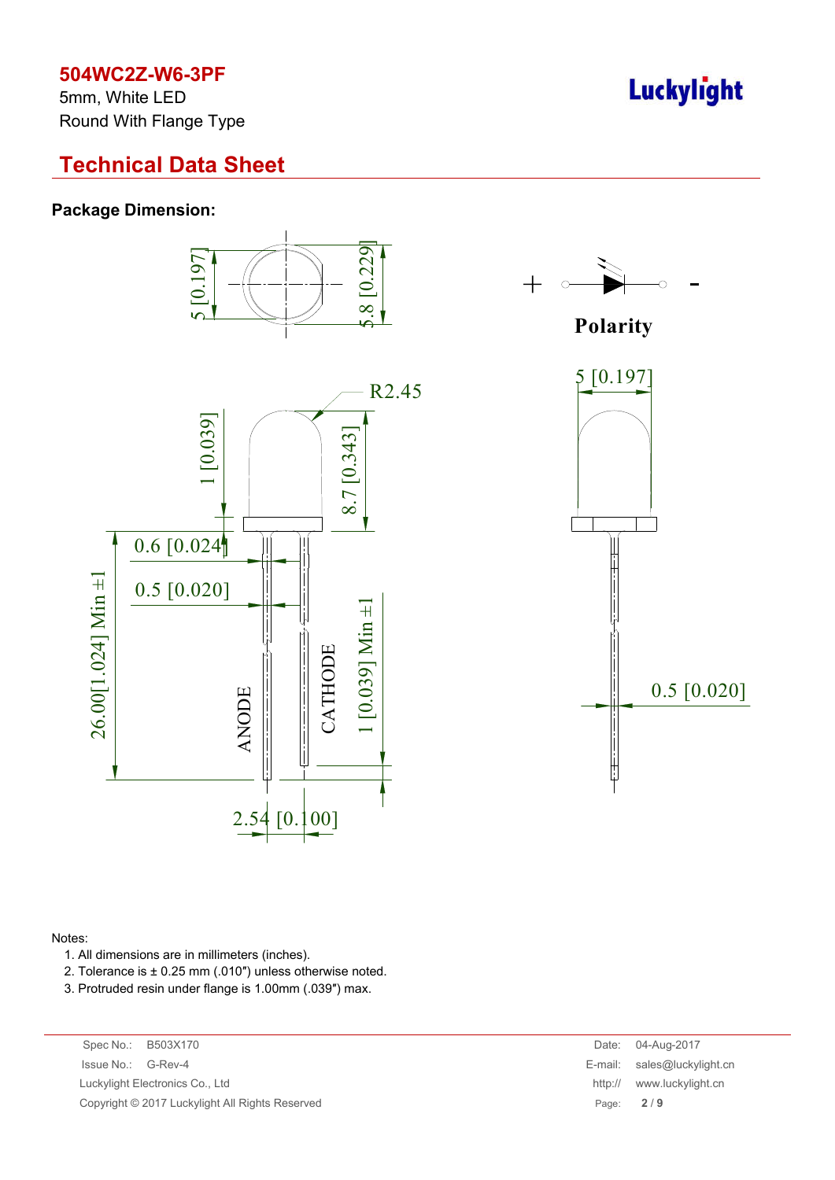**504WC2Z-W6-3PF**

5mm, White LED

Round With Flange Type

## Technical Data Sheet

### Package Dimension:

Polarity

Notes:

1. All dimensions are in millimeters (inches).
2. Tolerance is ± 0.25 mm (.010″) unless otherwise noted.
3. Protruded resin under flange is 1.00mm (.039″) max.

Spec No.: B503X170

Issue No.: G-Rev-4

Luckylight Electronics Co., Ltd

Copyright © 2017 Luckylight All Rights Reserved

Date: 04-Aug-2017

E-mail: sales@luckylight.cn

http:// www.luckylight.cn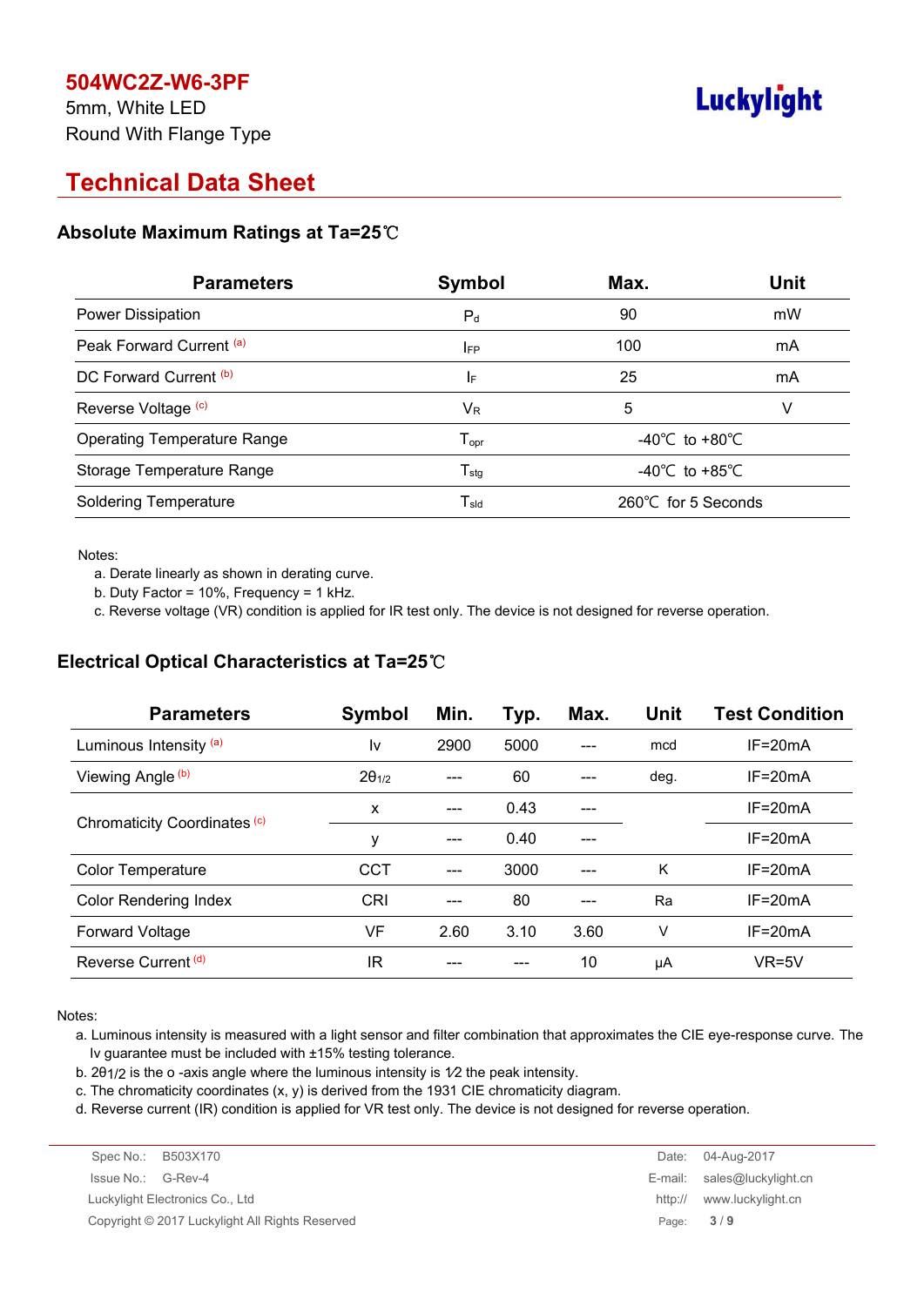**504WC2Z-W6-3PF**

5mm, White LED

Round With Flange Type

# Technical Data Sheet

## Absolute Maximum Ratings at Ta=25℃

| Parameters | Symbol | Max. | Unit |
|---|---|---|---|
| Power Dissipation | $P_d$ | 90 | mW |
| Peak Forward Current [(a)] | $I_{FP}$ | 100 | mA |
| DC Forward Current [(b)] | $I_F$ | 25 | mA |
| Reverse Voltage [(c)] | $V_R$ | 5 | V |
| Operating Temperature Range | $T_{opr}$ | -40℃ to +80℃ | |
| Storage Temperature Range | $T_{stg}$ | -40℃ to +85℃ | |
| Soldering Temperature | $T_{sld}$ | 260℃ for 5 Seconds | |

Notes:

a. Derate linearly as shown in derating curve.

b. Duty Factor = 10%, Frequency = 1 kHz.

c. Reverse voltage (VR) condition is applied for IR test only. The device is not designed for reverse operation.

## Electrical Optical Characteristics at Ta=25℃

| Parameters | Symbol | Min. | Typ. | Max. | Unit | Test Condition |
|---|---|---|---|---|---|---|
| Luminous Intensity [(a)] | Iv | 2900 | 5000 | --- | mcd | IF=20mA |
| Viewing Angle [(b)] | $2\theta_{1/2}$ | --- | 60 | --- | deg. | IF=20mA |
| Chromaticity Coordinates [(c)] | x | --- | 0.43 | --- | | IF=20mA |
| | y | --- | 0.40 | --- | | IF=20mA |
| Color Temperature | CCT | --- | 3000 | --- | K | IF=20mA |
| Color Rendering Index | CRI | --- | 80 | --- | Ra | IF=20mA |
| Forward Voltage | VF | 2.60 | 3.10 | 3.60 | V | IF=20mA |
| Reverse Current [(d)] | IR | --- | --- | 10 | μA | VR=5V |

Notes:

a. Luminous intensity is measured with a light sensor and filter combination that approximates the CIE eye-response curve. The Iv guarantee must be included with ±15% testing tolerance.

b. $2\theta_{1/2}$ is the o -axis angle where the luminous intensity is 1⁄2 the peak intensity.

c. The chromaticity coordinates (x, y) is derived from the 1931 CIE chromaticity diagram.

d. Reverse current (IR) condition is applied for VR test only. The device is not designed for reverse operation.

Spec No.: B503X170
Issue No.: G-Rev-4
Luckylight Electronics Co., Ltd
Copyright © 2017 Luckylight All Rights Reserved

Date: 04-Aug-2017
E-mail: sales@luckylight.cn
http:// www.luckylight.cn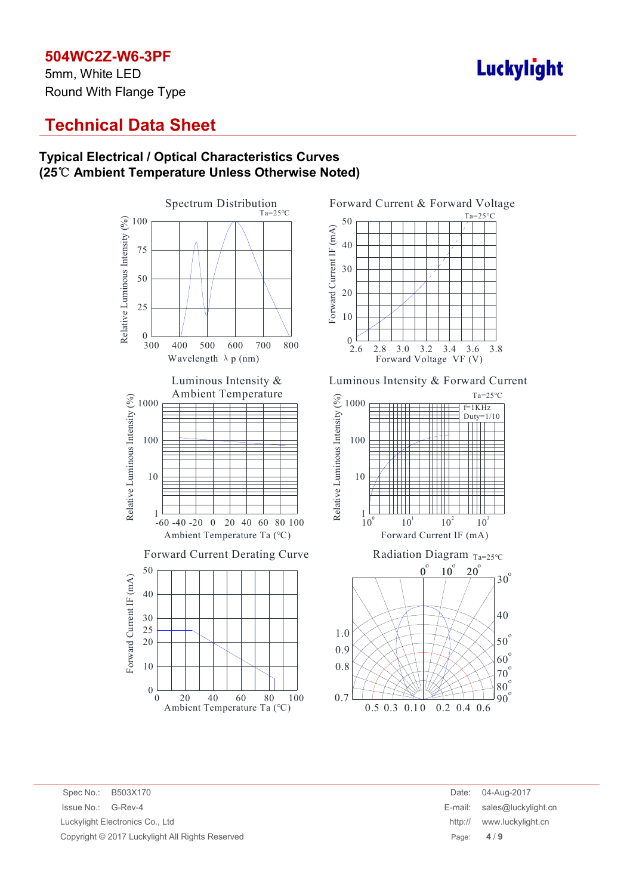## Technical Data Sheet

### Typical Electrical / Optical Characteristics Curves
### (25℃ Ambient Temperature Unless Otherwise Noted)

Spectrum Distribution
Ta=25℃
Relative Luminous Intensity (%)
100
75
50
25
0
300 400 500 600 700 800
Wavelength λ p (nm)

Forward Current & Forward Voltage
Ta=25°C
Forward Current IF (mA)
50
40
30
20
10
0
2.6 2.8 3.0 3.2 3.4 3.6 3.8
Forward Voltage VF (V)

Luminous Intensity & Ambient Temperature
Relative Luminous Intensity (%)
1000
100
10
1
-60 -40 -20 0 20 40 60 80 100
Ambient Temperature Ta (℃)

Luminous Intensity & Forward Current
Ta=25℃
f=1KHz
Duty=1/10
Relative Luminous Intensity (%)
1000
100
10
1
$10^0$ $10^1$ $10^2$ $10^3$
Forward Current IF (mA)

Forward Current Derating Curve
Forward Current IF (mA)
50
40
30
25
20
10
0
0 20 40 60 80 100
Ambient Temperature Ta (℃)

Radiation Diagram Ta=25℃
0° 10° 20° 30° 40 50° 60° 70° 80° 90°
1.0
0.9
0.8
0.7
0.5 0.3 0.1 0 0.2 0.4 0.6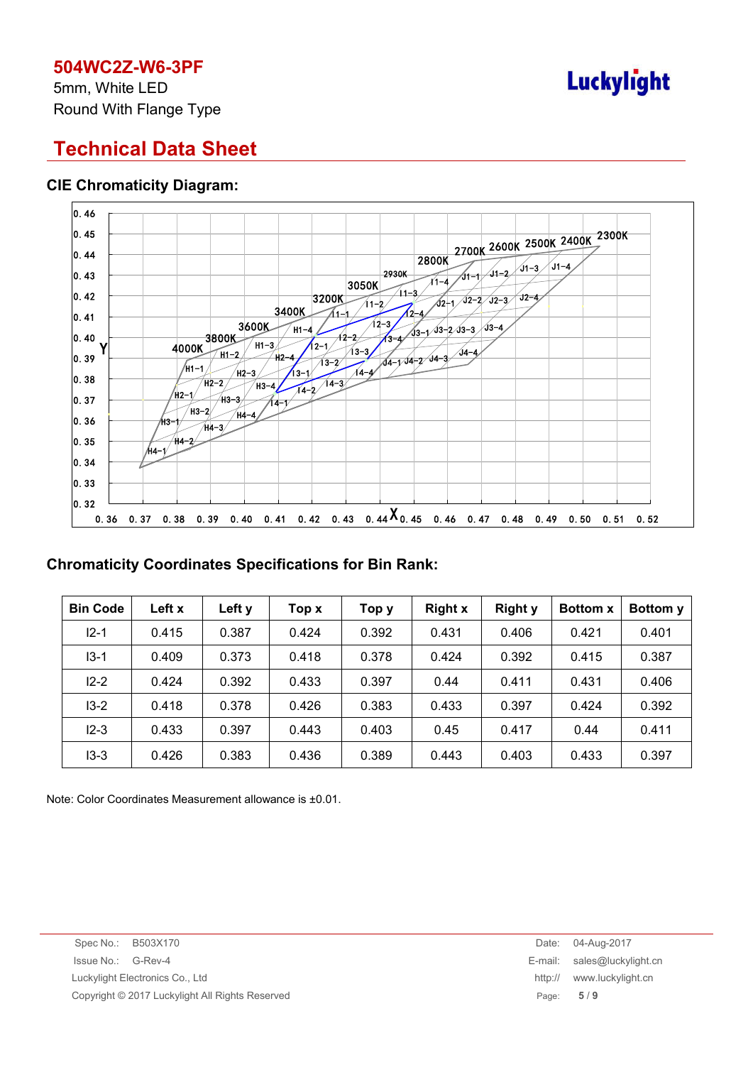# 504WC2Z-W6-3PF

5mm, White LED

Round With Flange Type

## Technical Data Sheet

### CIE Chromaticity Diagram:

### Chromaticity Coordinates Specifications for Bin Rank:

| Bin Code | Left x | Left y | Top x | Top y | Right x | Right y | Bottom x | Bottom y |
|---|---|---|---|---|---|---|---|---|
| I2-1 | 0.415 | 0.387 | 0.424 | 0.392 | 0.431 | 0.406 | 0.421 | 0.401 |
| I3-1 | 0.409 | 0.373 | 0.418 | 0.378 | 0.424 | 0.392 | 0.415 | 0.387 |
| I2-2 | 0.424 | 0.392 | 0.433 | 0.397 | 0.44 | 0.411 | 0.431 | 0.406 |
| I3-2 | 0.418 | 0.378 | 0.426 | 0.383 | 0.433 | 0.397 | 0.424 | 0.392 |
| I2-3 | 0.433 | 0.397 | 0.443 | 0.403 | 0.45 | 0.417 | 0.44 | 0.411 |
| I3-3 | 0.426 | 0.383 | 0.436 | 0.389 | 0.443 | 0.403 | 0.433 | 0.397 |

Note: Color Coordinates Measurement allowance is ±0.01.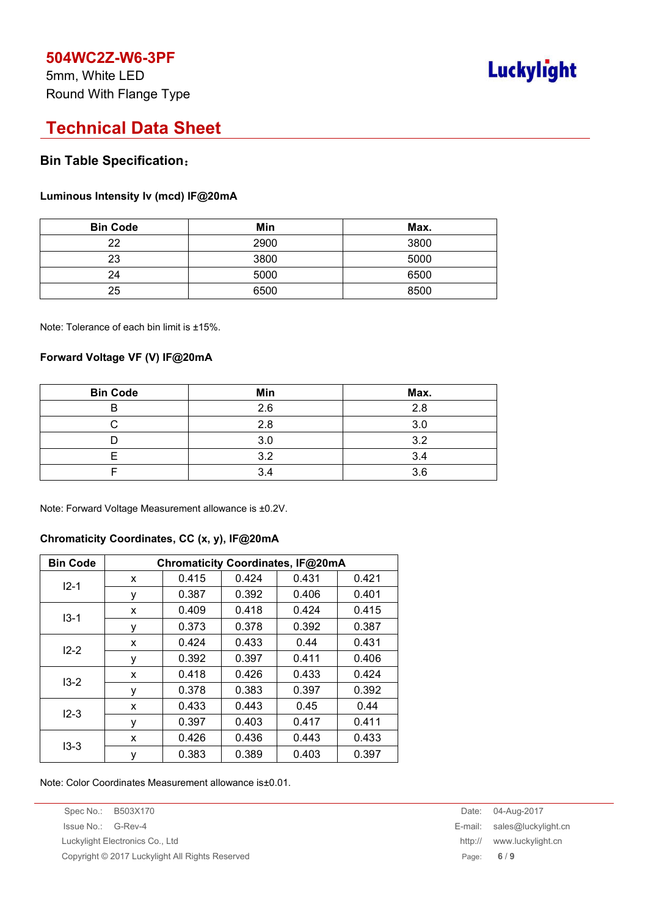# 504WC2Z-W6-3PF

5mm, White LED
Round With Flange Type

## Technical Data Sheet

### Bin Table Specification：

**Luminous Intensity Iv (mcd) IF@20mA**

| Bin Code | Min | Max. |
|---|---|---|
| 22 | 2900 | 3800 |
| 23 | 3800 | 5000 |
| 24 | 5000 | 6500 |
| 25 | 6500 | 8500 |

Note: Tolerance of each bin limit is ±15%.

**Forward Voltage VF (V) IF@20mA**

| Bin Code | Min | Max. |
|---|---|---|
| B | 2.6 | 2.8 |
| C | 2.8 | 3.0 |
| D | 3.0 | 3.2 |
| E | 3.2 | 3.4 |
| F | 3.4 | 3.6 |

Note: Forward Voltage Measurement allowance is ±0.2V.

**Chromaticity Coordinates, CC (x, y), IF@20mA**

| Bin Code | Chromaticity Coordinates, IF@20mA | | | | |
|---|---|---|---|---|---|
| I2-1 | x | 0.415 | 0.424 | 0.431 | 0.421 |
| | y | 0.387 | 0.392 | 0.406 | 0.401 |
| I3-1 | x | 0.409 | 0.418 | 0.424 | 0.415 |
| | y | 0.373 | 0.378 | 0.392 | 0.387 |
| I2-2 | x | 0.424 | 0.433 | 0.44 | 0.431 |
| | y | 0.392 | 0.397 | 0.411 | 0.406 |
| I3-2 | x | 0.418 | 0.426 | 0.433 | 0.424 |
| | y | 0.378 | 0.383 | 0.397 | 0.392 |
| I2-3 | x | 0.433 | 0.443 | 0.45 | 0.44 |
| | y | 0.397 | 0.403 | 0.417 | 0.411 |
| I3-3 | x | 0.426 | 0.436 | 0.443 | 0.433 |
| | y | 0.383 | 0.389 | 0.403 | 0.397 |

Note: Color Coordinates Measurement allowance is±0.01.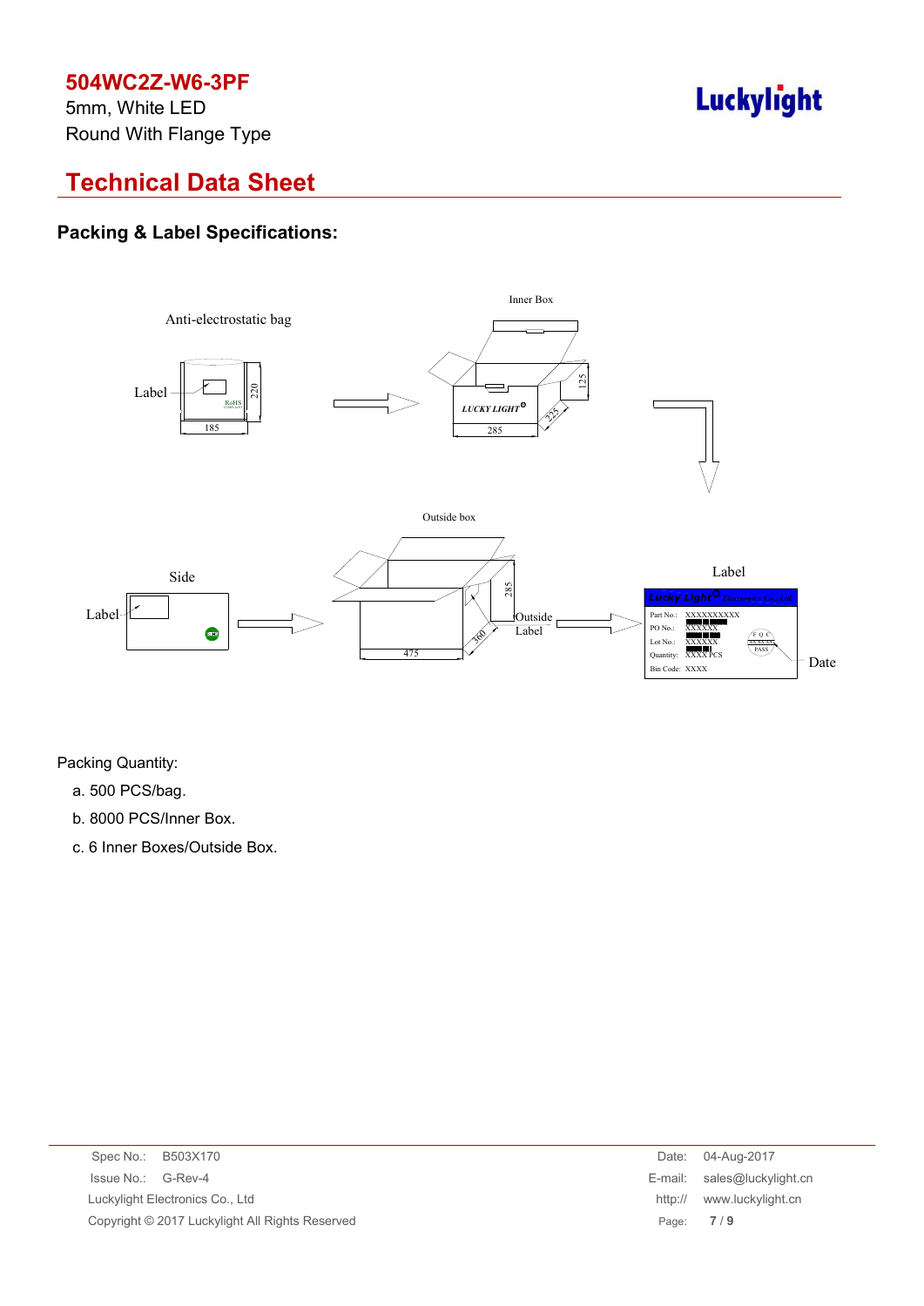# 504WC2Z-W6-3PF

5mm, White LED

Round With Flange Type

## Technical Data Sheet

### Packing & Label Specifications:

Anti-electrostatic bag

Label

220

185

Inner Box

LUCKY LIGHT

125

225

285

Outside box

Side

Label

285

360

475

Outside Label

Label

Lucky Light Electronics Co., Ltd.

Part No.: XXXXXXXXXX

PO No.: XXXXXX

Lot No.: XXXXXX

Quantity: XXXX PCS

Bin Code: XXXX

F Q C XXXXXX PASS

Date

Packing Quantity:

a. 500 PCS/bag.

b. 8000 PCS/Inner Box.

c. 6 Inner Boxes/Outside Box.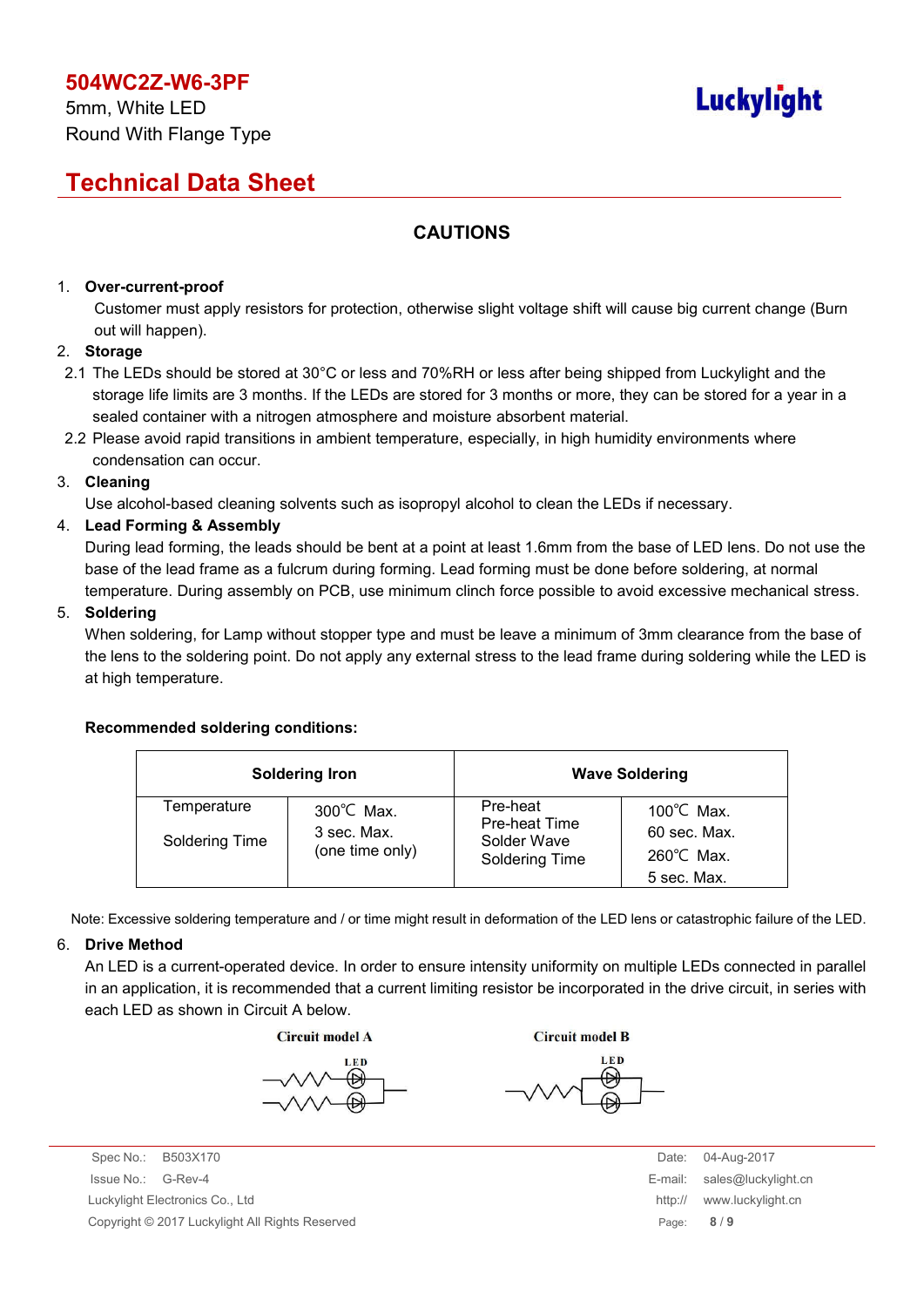# 504WC2Z-W6-3PF

5mm, White LED
Round With Flange Type

## Technical Data Sheet

### CAUTIONS

1. **Over-current-proof**
   Customer must apply resistors for protection, otherwise slight voltage shift will cause big current change (Burn out will happen).
2. **Storage**
   2.1 The LEDs should be stored at 30°C or less and 70%RH or less after being shipped from Luckylight and the storage life limits are 3 months. If the LEDs are stored for 3 months or more, they can be stored for a year in a sealed container with a nitrogen atmosphere and moisture absorbent material.
   2.2 Please avoid rapid transitions in ambient temperature, especially, in high humidity environments where condensation can occur.
3. **Cleaning**
   Use alcohol-based cleaning solvents such as isopropyl alcohol to clean the LEDs if necessary.
4. **Lead Forming & Assembly**
   During lead forming, the leads should be bent at a point at least 1.6mm from the base of LED lens. Do not use the base of the lead frame as a fulcrum during forming. Lead forming must be done before soldering, at normal temperature. During assembly on PCB, use minimum clinch force possible to avoid excessive mechanical stress.
5. **Soldering**
   When soldering, for Lamp without stopper type and must be leave a minimum of 3mm clearance from the base of the lens to the soldering point. Do not apply any external stress to the lead frame during soldering while the LED is at high temperature.

**Recommended soldering conditions:**

| Soldering Iron | | Wave Soldering | |
|---|---|---|---|
| Temperature<br>Soldering Time | 300℃ Max.<br>3 sec. Max.<br>(one time only) | Pre-heat<br>Pre-heat Time<br>Solder Wave<br>Soldering Time | 100℃ Max.<br>60 sec. Max.<br>260℃ Max.<br>5 sec. Max. |

Note: Excessive soldering temperature and / or time might result in deformation of the LED lens or catastrophic failure of the LED.

6. **Drive Method**
   An LED is a current-operated device. In order to ensure intensity uniformity on multiple LEDs connected in parallel in an application, it is recommended that a current limiting resistor be incorporated in the drive circuit, in series with each LED as shown in Circuit A below.

Circuit model A          Circuit model B

Spec No.: B503X170
Issue No.: G-Rev-4
Luckylight Electronics Co., Ltd
Copyright © 2017 Luckylight All Rights Reserved

Date: 04-Aug-2017
E-mail: sales@luckylight.cn
http:// www.luckylight.cn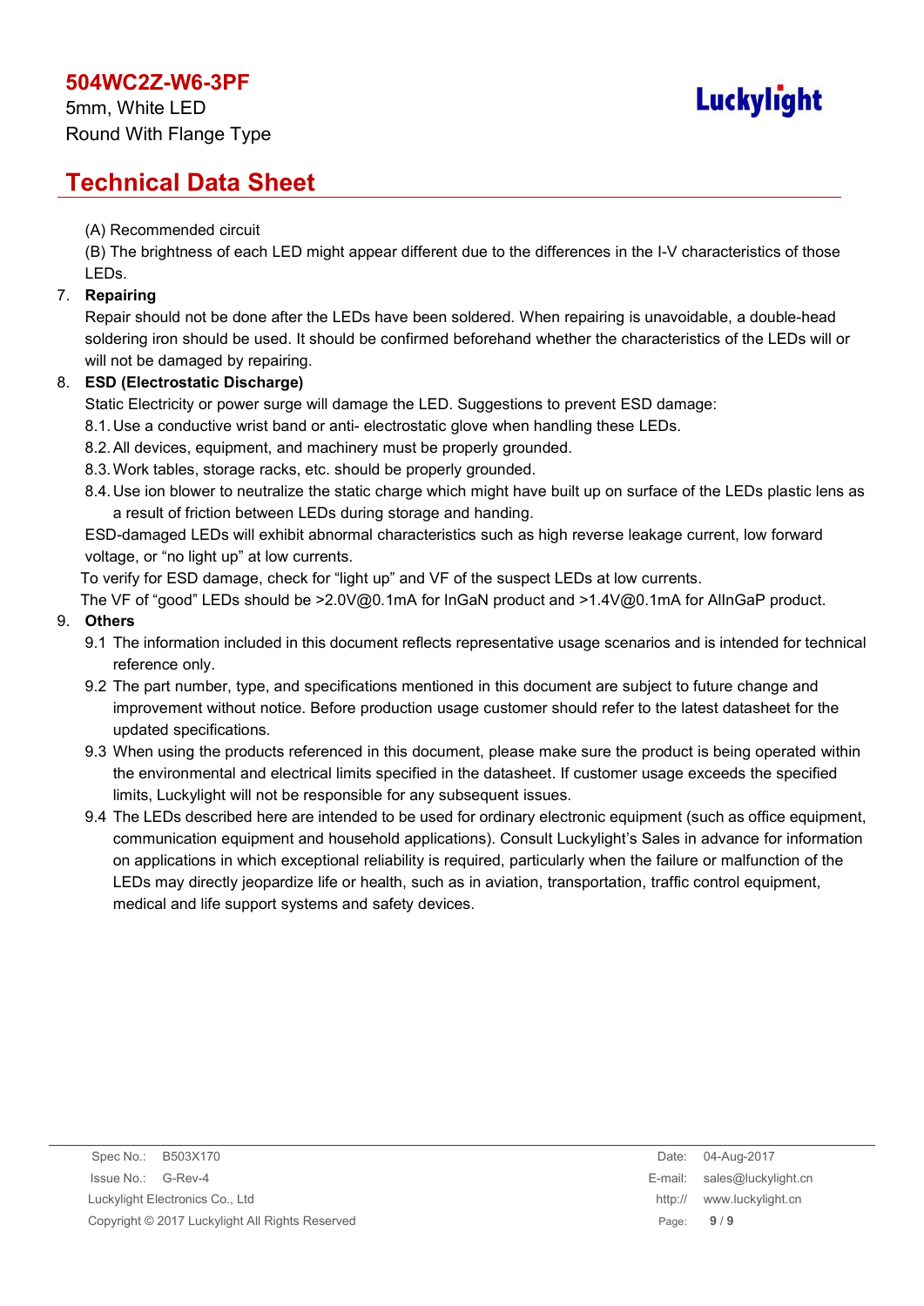(A) Recommended circuit

(B) The brightness of each LED might appear different due to the differences in the I-V characteristics of those LEDs.

7. **Repairing**

   Repair should not be done after the LEDs have been soldered. When repairing is unavoidable, a double-head soldering iron should be used. It should be confirmed beforehand whether the characteristics of the LEDs will or will not be damaged by repairing.

8. **ESD (Electrostatic Discharge)**

   Static Electricity or power surge will damage the LED. Suggestions to prevent ESD damage:

   8.1. Use a conductive wrist band or anti- electrostatic glove when handling these LEDs.

   8.2. All devices, equipment, and machinery must be properly grounded.

   8.3. Work tables, storage racks, etc. should be properly grounded.

   8.4. Use ion blower to neutralize the static charge which might have built up on surface of the LEDs plastic lens as a result of friction between LEDs during storage and handing.

   ESD-damaged LEDs will exhibit abnormal characteristics such as high reverse leakage current, low forward voltage, or "no light up" at low currents.

   To verify for ESD damage, check for "light up" and VF of the suspect LEDs at low currents.

   The VF of "good" LEDs should be >2.0V@0.1mA for InGaN product and >1.4V@0.1mA for AlInGaP product.

9. **Others**

   9.1 The information included in this document reflects representative usage scenarios and is intended for technical reference only.

   9.2 The part number, type, and specifications mentioned in this document are subject to future change and improvement without notice. Before production usage customer should refer to the latest datasheet for the updated specifications.

   9.3 When using the products referenced in this document, please make sure the product is being operated within the environmental and electrical limits specified in the datasheet. If customer usage exceeds the specified limits, Luckylight will not be responsible for any subsequent issues.

   9.4 The LEDs described here are intended to be used for ordinary electronic equipment (such as office equipment, communication equipment and household applications). Consult Luckylight's Sales in advance for information on applications in which exceptional reliability is required, particularly when the failure or malfunction of the LEDs may directly jeopardize life or health, such as in aviation, transportation, traffic control equipment, medical and life support systems and safety devices.